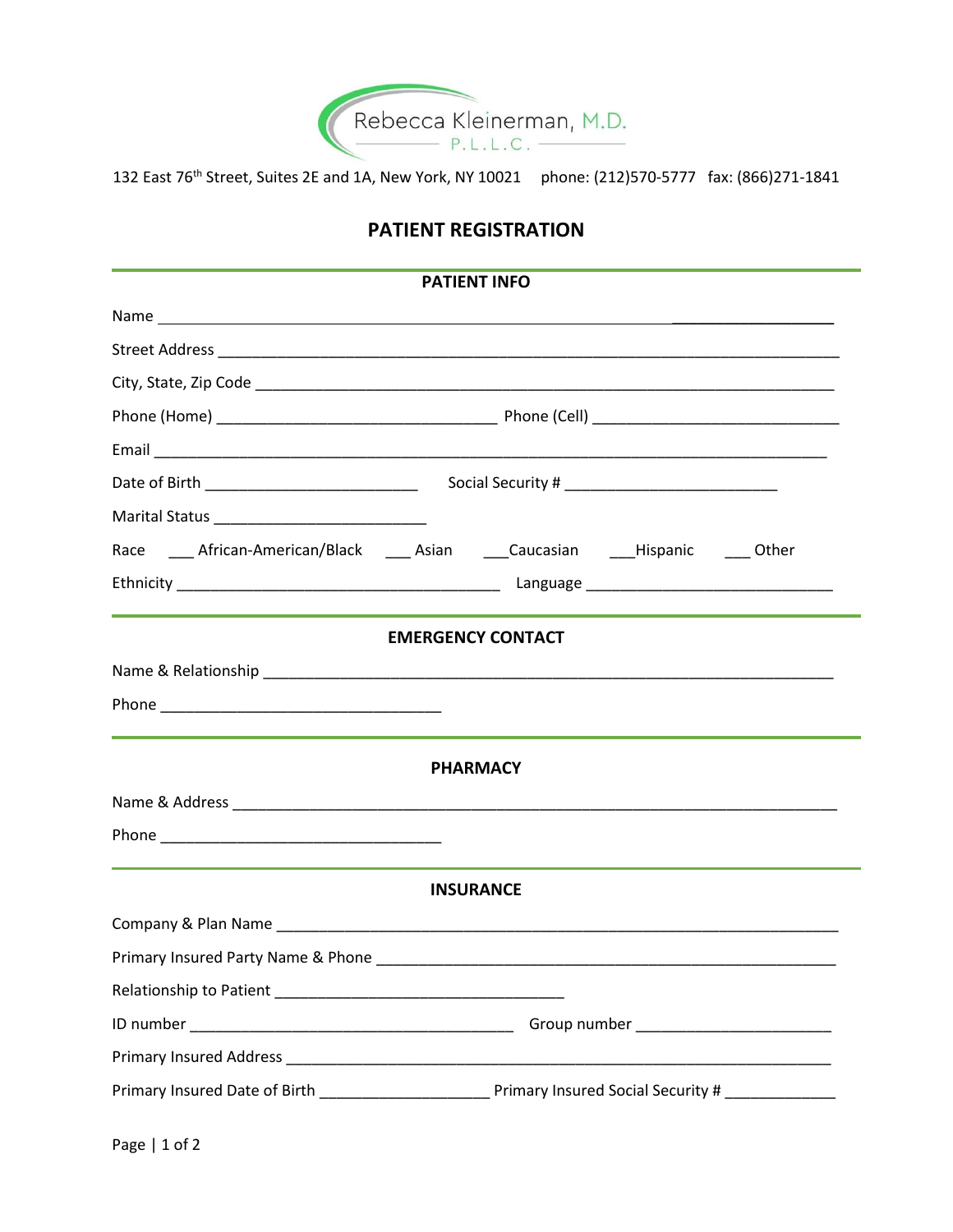Rebecca Kleinerman, M.D.
P.L.L.C.

132 East 76th Street, Suites 2E and 1A, New York, NY 10021    phone: (212)570-5777   fax: (866)271-1841

# PATIENT REGISTRATION

## PATIENT INFO

Name ______________________________________________________________________________

Street Address ______________________________________________________________________

City, State, Zip Code __________________________________________________________________

Phone (Home) _______________________________ Phone (Cell) ___________________________

Email _______________________________________________________________________________

Date of Birth _______________________    Social Security # _______________________

Marital Status _______________________

Race ___ African-American/Black ___ Asian ___Caucasian ___Hispanic ___ Other

Ethnicity ___________________________________ Language ___________________________

## EMERGENCY CONTACT

Name & Relationship ______________________________________________________________

Phone _______________________________

## PHARMACY

Name & Address __________________________________________________________________

Phone _______________________________

## INSURANCE

Company & Plan Name _____________________________________________________________

Primary Insured Party Name & Phone ________________________________________________

Relationship to Patient _______________________________

ID number ___________________________________ Group number ______________________

Primary Insured Address ___________________________________________________________

Primary Insured Date of Birth ___________________ Primary Insured Social Security # ____________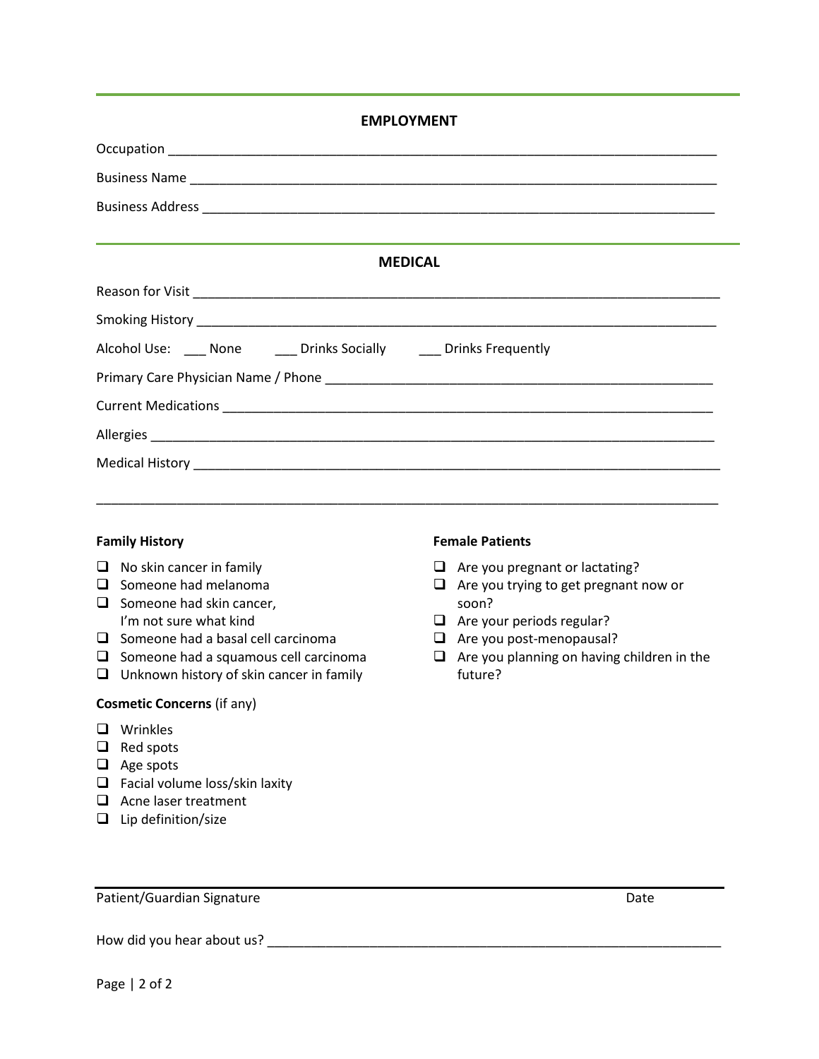## EMPLOYMENT

Occupation ___________________________________________________________________________

Business Name ________________________________________________________________________

Business Address ______________________________________________________________________

## MEDICAL

Reason for Visit ______________________________________________________________________

Smoking History ______________________________________________________________________

Alcohol Use: ___ None ___ Drinks Socially ___ Drinks Frequently

Primary Care Physician Name / Phone ___________________________________________________

Current Medications ___________________________________________________________________

Allergies ____________________________________________________________________________

Medical History _______________________________________________________________________

______________________________________________________________________________________

**Family History**

- ❑ No skin cancer in family
- ❑ Someone had melanoma
- ❑ Someone had skin cancer, I'm not sure what kind
- ❑ Someone had a basal cell carcinoma
- ❑ Someone had a squamous cell carcinoma
- ❑ Unknown history of skin cancer in family

**Cosmetic Concerns** (if any)

- ❑ Wrinkles
- ❑ Red spots
- ❑ Age spots
- ❑ Facial volume loss/skin laxity
- ❑ Acne laser treatment
- ❑ Lip definition/size

**Female Patients**

- ❑ Are you pregnant or lactating?
- ❑ Are you trying to get pregnant now or soon?
- ❑ Are your periods regular?
- ❑ Are you post-menopausal?
- ❑ Are you planning on having children in the future?

______________________________________________________________________________________

Patient/Guardian Signature Date

How did you hear about us? _____________________________________________________________